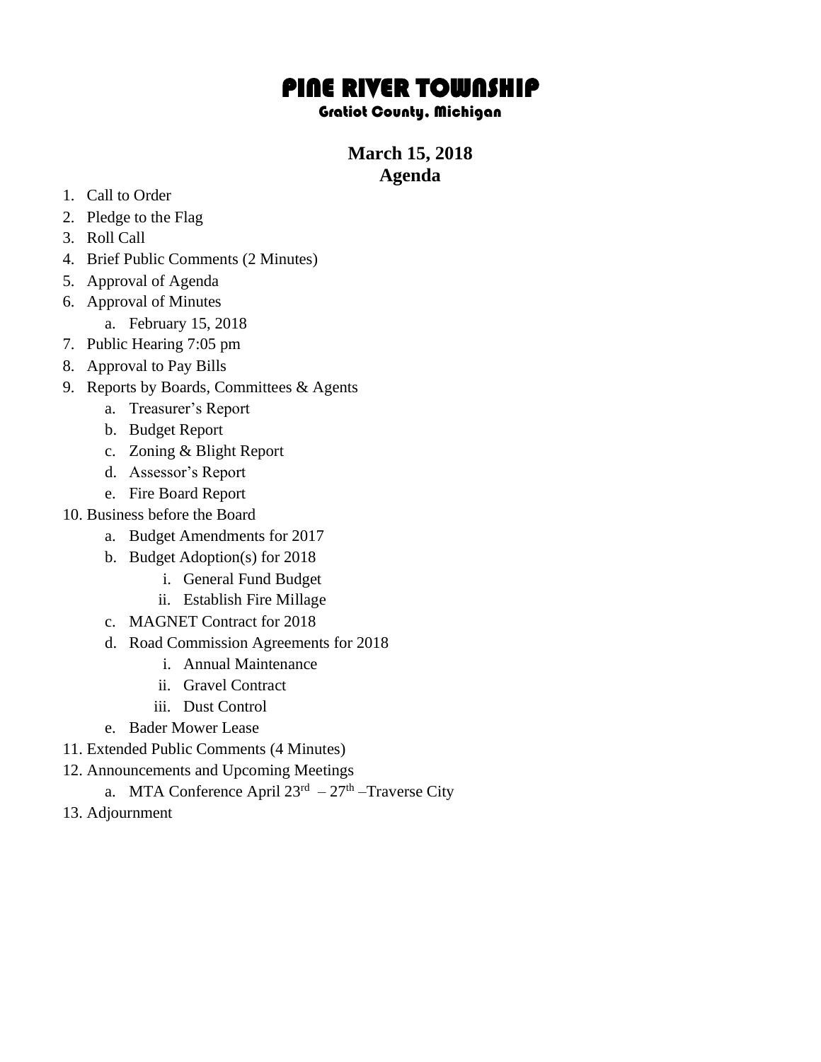# PINE RIVER TOWNSHIP

### Gratiot County, Michigan

## March 15, 2018
## Agenda

1. Call to Order
2. Pledge to the Flag
3. Roll Call
4. Brief Public Comments (2 Minutes)
5. Approval of Agenda
6. Approval of Minutes
   a. February 15, 2018
7. Public Hearing 7:05 pm
8. Approval to Pay Bills
9. Reports by Boards, Committees & Agents
   a. Treasurer's Report
   b. Budget Report
   c. Zoning & Blight Report
   d. Assessor's Report
   e. Fire Board Report
10. Business before the Board
    a. Budget Amendments for 2017
    b. Budget Adoption(s) for 2018
       i. General Fund Budget
       ii. Establish Fire Millage
    c. MAGNET Contract for 2018
    d. Road Commission Agreements for 2018
       i. Annual Maintenance
       ii. Gravel Contract
       iii. Dust Control
    e. Bader Mower Lease
11. Extended Public Comments (4 Minutes)
12. Announcements and Upcoming Meetings
    a. MTA Conference April 23rd – 27th –Traverse City
13. Adjournment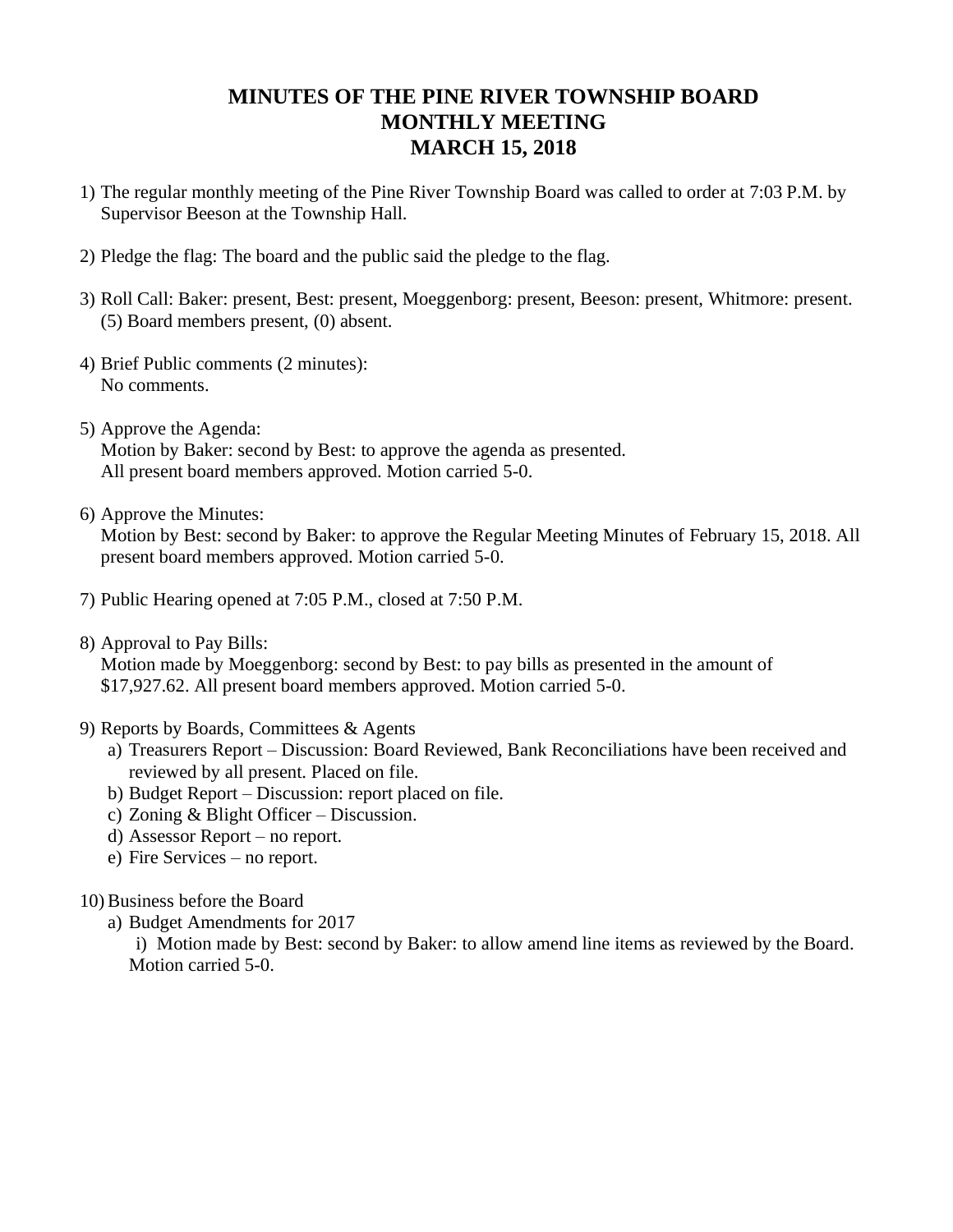# MINUTES OF THE PINE RIVER TOWNSHIP BOARD MONTHLY MEETING MARCH 15, 2018

1) The regular monthly meeting of the Pine River Township Board was called to order at 7:03 P.M. by Supervisor Beeson at the Township Hall.

2) Pledge the flag: The board and the public said the pledge to the flag.

3) Roll Call: Baker: present, Best: present, Moeggenborg: present, Beeson: present, Whitmore: present. (5) Board members present, (0) absent.

4) Brief Public comments (2 minutes):
   No comments.

5) Approve the Agenda:
   Motion by Baker: second by Best: to approve the agenda as presented.
   All present board members approved. Motion carried 5-0.

6) Approve the Minutes:
   Motion by Best: second by Baker: to approve the Regular Meeting Minutes of February 15, 2018. All present board members approved. Motion carried 5-0.

7) Public Hearing opened at 7:05 P.M., closed at 7:50 P.M.

8) Approval to Pay Bills:
   Motion made by Moeggenborg: second by Best: to pay bills as presented in the amount of $17,927.62. All present board members approved. Motion carried 5-0.

9) Reports by Boards, Committees & Agents
   a) Treasurers Report – Discussion: Board Reviewed, Bank Reconciliations have been received and reviewed by all present. Placed on file.
   b) Budget Report – Discussion: report placed on file.
   c) Zoning & Blight Officer – Discussion.
   d) Assessor Report – no report.
   e) Fire Services – no report.

10) Business before the Board
   a) Budget Amendments for 2017
      i) Motion made by Best: second by Baker: to allow amend line items as reviewed by the Board. Motion carried 5-0.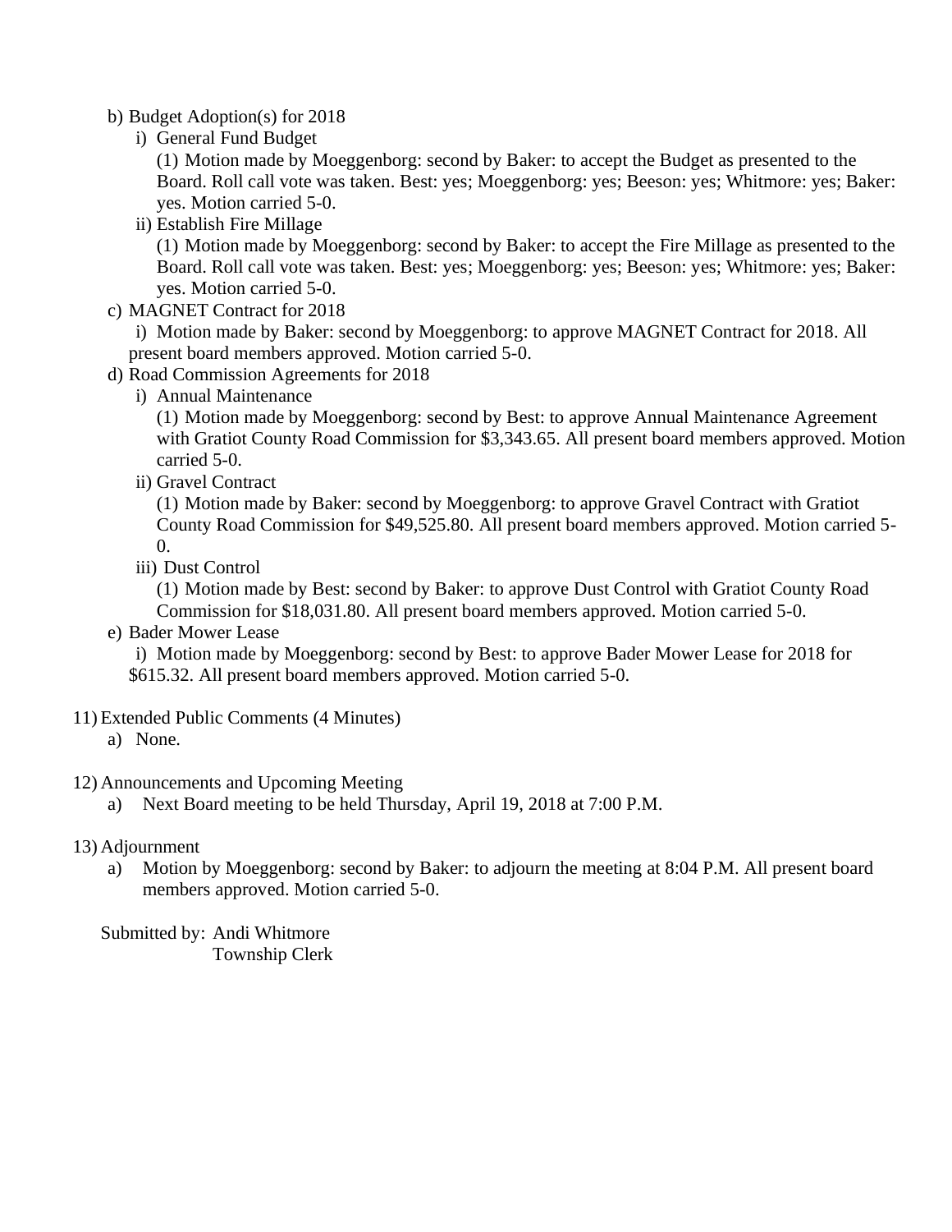b) Budget Adoption(s) for 2018

   i) General Fund Budget

      (1) Motion made by Moeggenborg: second by Baker: to accept the Budget as presented to the Board. Roll call vote was taken. Best: yes; Moeggenborg: yes; Beeson: yes; Whitmore: yes; Baker: yes. Motion carried 5-0.

   ii) Establish Fire Millage

      (1) Motion made by Moeggenborg: second by Baker: to accept the Fire Millage as presented to the Board. Roll call vote was taken. Best: yes; Moeggenborg: yes; Beeson: yes; Whitmore: yes; Baker: yes. Motion carried 5-0.

c) MAGNET Contract for 2018

   i) Motion made by Baker: second by Moeggenborg: to approve MAGNET Contract for 2018. All present board members approved. Motion carried 5-0.

d) Road Commission Agreements for 2018

   i) Annual Maintenance

      (1) Motion made by Moeggenborg: second by Best: to approve Annual Maintenance Agreement with Gratiot County Road Commission for $3,343.65. All present board members approved. Motion carried 5-0.

   ii) Gravel Contract

      (1) Motion made by Baker: second by Moeggenborg: to approve Gravel Contract with Gratiot County Road Commission for $49,525.80. All present board members approved. Motion carried 5-0.

   iii) Dust Control

      (1) Motion made by Best: second by Baker: to approve Dust Control with Gratiot County Road Commission for $18,031.80. All present board members approved. Motion carried 5-0.

e) Bader Mower Lease

   i) Motion made by Moeggenborg: second by Best: to approve Bader Mower Lease for 2018 for $615.32. All present board members approved. Motion carried 5-0.

11) Extended Public Comments (4 Minutes)

   a) None.

12) Announcements and Upcoming Meeting

   a) Next Board meeting to be held Thursday, April 19, 2018 at 7:00 P.M.

13) Adjournment

   a) Motion by Moeggenborg: second by Baker: to adjourn the meeting at 8:04 P.M. All present board members approved. Motion carried 5-0.

Submitted by: Andi Whitmore
Township Clerk